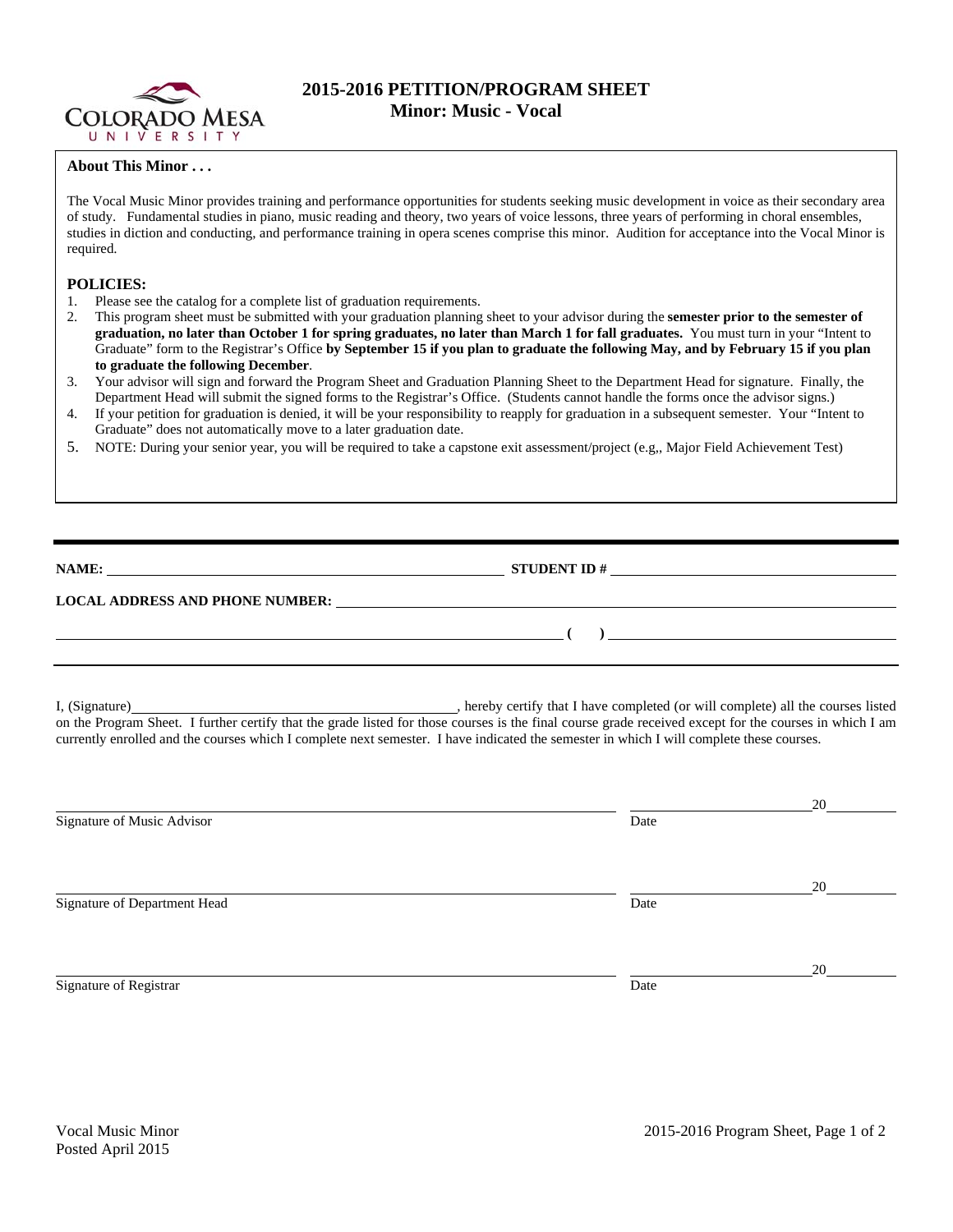# 2015-2016 PETITION/PROGRAM SHEET
## Minor: Music - Vocal

### About This Minor . . .

The Vocal Music Minor provides training and performance opportunities for students seeking music development in voice as their secondary area of study. Fundamental studies in piano, music reading and theory, two years of voice lessons, three years of performing in choral ensembles, studies in diction and conducting, and performance training in opera scenes comprise this minor. Audition for acceptance into the Vocal Minor is required.

### POLICIES:

1. Please see the catalog for a complete list of graduation requirements.
2. This program sheet must be submitted with your graduation planning sheet to your advisor during the **semester prior to the semester of graduation, no later than October 1 for spring graduates, no later than March 1 for fall graduates.** You must turn in your "Intent to Graduate" form to the Registrar's Office **by September 15 if you plan to graduate the following May, and by February 15 if you plan to graduate the following December**.
3. Your advisor will sign and forward the Program Sheet and Graduation Planning Sheet to the Department Head for signature. Finally, the Department Head will submit the signed forms to the Registrar's Office. (Students cannot handle the forms once the advisor signs.)
4. If your petition for graduation is denied, it will be your responsibility to reapply for graduation in a subsequent semester. Your "Intent to Graduate" does not automatically move to a later graduation date.
5. NOTE: During your senior year, you will be required to take a capstone exit assessment/project (e.g,, Major Field Achievement Test)

---

**NAME:** ______________________________ **STUDENT ID #** ______________________________

**LOCAL ADDRESS AND PHONE NUMBER:** ______________________________

______________________________ **( )** ______________________________

---

I, (Signature)______________________________, hereby certify that I have completed (or will complete) all the courses listed on the Program Sheet. I further certify that the grade listed for those courses is the final course grade received except for the courses in which I am currently enrolled and the courses which I complete next semester. I have indicated the semester in which I will complete these courses.

______________________________ ______________________20______
Signature of Music Advisor Date

______________________________ ______________________20______
Signature of Department Head Date

______________________________ ______________________20______
Signature of Registrar Date

Vocal Music Minor
Posted April 2015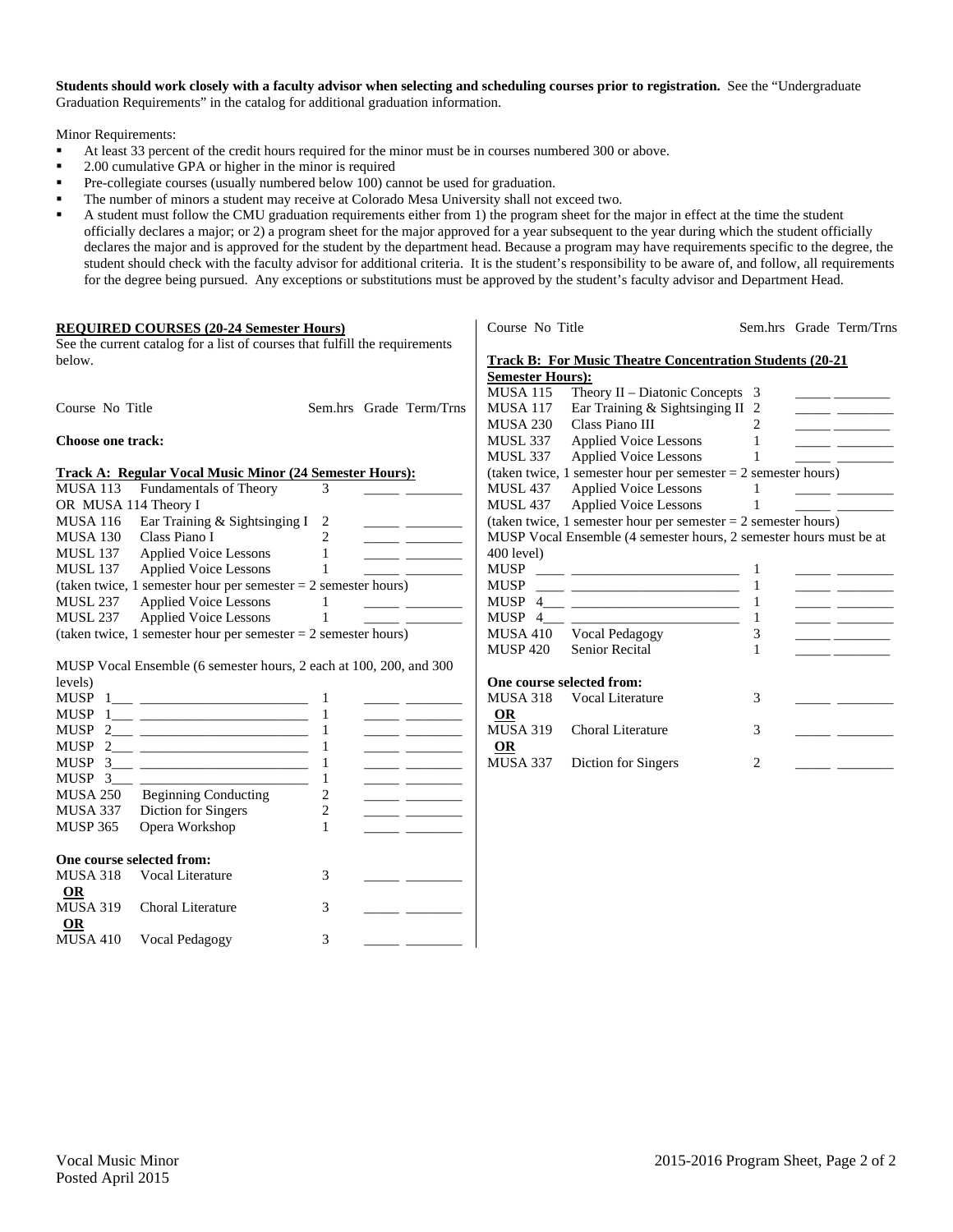**Students should work closely with a faculty advisor when selecting and scheduling courses prior to registration.** See the "Undergraduate Graduation Requirements" in the catalog for additional graduation information.

Minor Requirements:

- At least 33 percent of the credit hours required for the minor must be in courses numbered 300 or above.
- 2.00 cumulative GPA or higher in the minor is required
- Pre-collegiate courses (usually numbered below 100) cannot be used for graduation.
- The number of minors a student may receive at Colorado Mesa University shall not exceed two.
- A student must follow the CMU graduation requirements either from 1) the program sheet for the major in effect at the time the student officially declares a major; or 2) a program sheet for the major approved for a year subsequent to the year during which the student officially declares the major and is approved for the student by the department head. Because a program may have requirements specific to the degree, the student should check with the faculty advisor for additional criteria. It is the student's responsibility to be aware of, and follow, all requirements for the degree being pursued. Any exceptions or substitutions must be approved by the student's faculty advisor and Department Head.

**REQUIRED COURSES (20-24 Semester Hours)**

See the current catalog for a list of courses that fulfill the requirements below.

**Choose one track:**

**Track A: Regular Vocal Music Minor (24 Semester Hours):**

| Course No | Title | Sem.hrs | Grade | Term/Trns |
|---|---|---|---|---|
| MUSA 113 | Fundamentals of Theory | 3 | _____ | ________ |
| OR MUSA 114 Theory I | | | | |
| MUSA 116 | Ear Training & Sightsinging I | 2 | _____ | ________ |
| MUSA 130 | Class Piano I | 2 | _____ | ________ |
| MUSL 137 | Applied Voice Lessons | 1 | _____ | ________ |
| MUSL 137 | Applied Voice Lessons | 1 | _____ | ________ |
| (taken twice, 1 semester hour per semester = 2 semester hours) | | | | |
| MUSL 237 | Applied Voice Lessons | 1 | _____ | ________ |
| MUSL 237 | Applied Voice Lessons | 1 | _____ | ________ |
| (taken twice, 1 semester hour per semester = 2 semester hours) | | | | |

MUSP Vocal Ensemble (6 semester hours, 2 each at 100, 200, and 300 levels)

| Course No | Title | Sem.hrs | Grade | Term/Trns |
|---|---|---|---|---|
| MUSP 1___ | ________________________ | 1 | _____ | ________ |
| MUSP 1___ | ________________________ | 1 | _____ | ________ |
| MUSP 2___ | ________________________ | 1 | _____ | ________ |
| MUSP 2___ | ________________________ | 1 | _____ | ________ |
| MUSP 3___ | ________________________ | 1 | _____ | ________ |
| MUSP 3___ | ________________________ | 1 | _____ | ________ |
| MUSA 250 | Beginning Conducting | 2 | _____ | ________ |
| MUSA 337 | Diction for Singers | 2 | _____ | ________ |
| MUSP 365 | Opera Workshop | 1 | _____ | ________ |

**One course selected from:**

| Course No | Title | Sem.hrs | Grade | Term/Trns |
|---|---|---|---|---|
| MUSA 318 | Vocal Literature | 3 | _____ | ________ |
| **OR** | | | | |
| MUSA 319 | Choral Literature | 3 | _____ | ________ |
| **OR** | | | | |
| MUSA 410 | Vocal Pedagogy | 3 | _____ | ________ |

**Track B: For Music Theatre Concentration Students (20-21 Semester Hours):**

| Course No | Title | Sem.hrs | Grade | Term/Trns |
|---|---|---|---|---|
| MUSA 115 | Theory II – Diatonic Concepts | 3 | _____ | ________ |
| MUSA 117 | Ear Training & Sightsinging II | 2 | _____ | ________ |
| MUSA 230 | Class Piano III | 2 | _____ | ________ |
| MUSL 337 | Applied Voice Lessons | 1 | _____ | ________ |
| MUSL 337 | Applied Voice Lessons | 1 | _____ | ________ |
| (taken twice, 1 semester hour per semester = 2 semester hours) | | | | |
| MUSL 437 | Applied Voice Lessons | 1 | _____ | ________ |
| MUSL 437 | Applied Voice Lessons | 1 | _____ | ________ |
| (taken twice, 1 semester hour per semester = 2 semester hours) | | | | |

MUSP Vocal Ensemble (4 semester hours, 2 semester hours must be at 400 level)

| Course No | Title | Sem.hrs | Grade | Term/Trns |
|---|---|---|---|---|
| MUSP ____ | ________________________ | 1 | _____ | ________ |
| MUSP ____ | ________________________ | 1 | _____ | ________ |
| MUSP 4___ | ________________________ | 1 | _____ | ________ |
| MUSP 4___ | ________________________ | 1 | _____ | ________ |
| MUSA 410 | Vocal Pedagogy | 3 | _____ | ________ |
| MUSP 420 | Senior Recital | 1 | _____ | ________ |

**One course selected from:**

| Course No | Title | Sem.hrs | Grade | Term/Trns |
|---|---|---|---|---|
| MUSA 318 | Vocal Literature | 3 | _____ | ________ |
| **OR** | | | | |
| MUSA 319 | Choral Literature | 3 | _____ | ________ |
| **OR** | | | | |
| MUSA 337 | Diction for Singers | 2 | _____ | ________ |

Vocal Music Minor
Posted April 2015